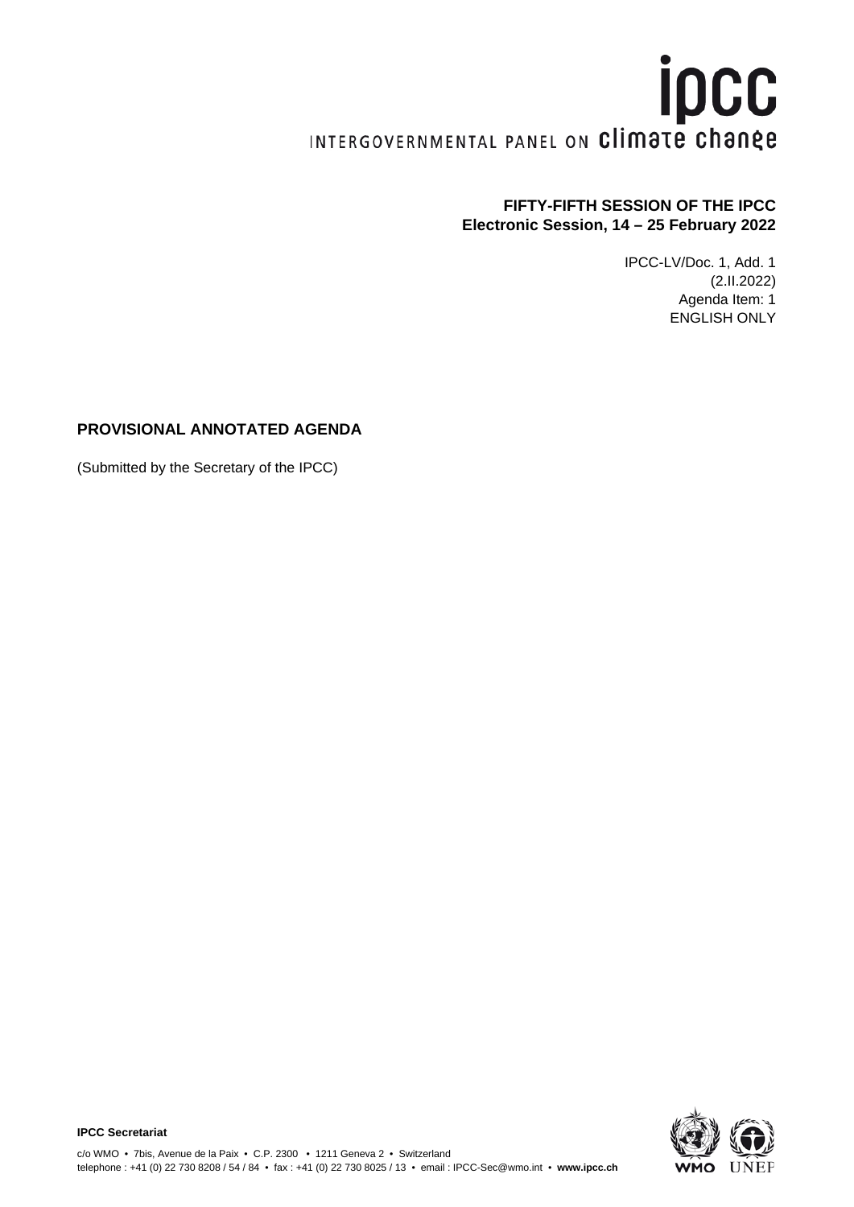ipcc

INTERGOVERNMENTAL PANEL ON climate change

**FIFTY-FIFTH SESSION OF THE IPCC**
**Electronic Session, 14 – 25 February 2022**

IPCC-LV/Doc. 1, Add. 1
(2.II.2022)
Agenda Item: 1
ENGLISH ONLY

## PROVISIONAL ANNOTATED AGENDA

(Submitted by the Secretary of the IPCC)

**IPCC Secretariat**

c/o WMO • 7bis, Avenue de la Paix • C.P. 2300 • 1211 Geneva 2 • Switzerland
telephone : +41 (0) 22 730 8208 / 54 / 84 • fax : +41 (0) 22 730 8025 / 13 • email : IPCC-Sec@wmo.int • **www.ipcc.ch**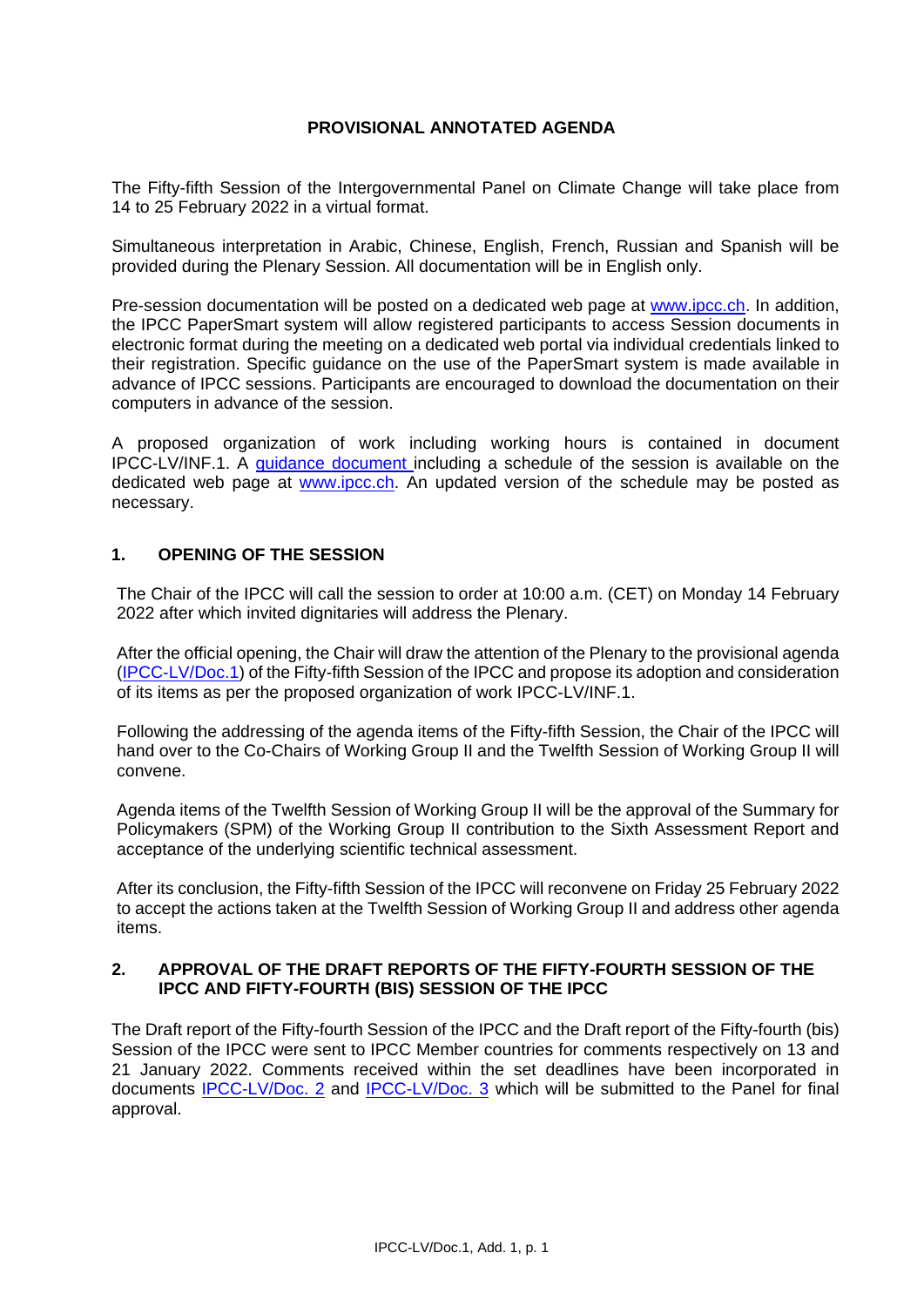**PROVISIONAL ANNOTATED AGENDA**

The Fifty-fifth Session of the Intergovernmental Panel on Climate Change will take place from 14 to 25 February 2022 in a virtual format.

Simultaneous interpretation in Arabic, Chinese, English, French, Russian and Spanish will be provided during the Plenary Session. All documentation will be in English only.

Pre-session documentation will be posted on a dedicated web page at www.ipcc.ch. In addition, the IPCC PaperSmart system will allow registered participants to access Session documents in electronic format during the meeting on a dedicated web portal via individual credentials linked to their registration. Specific guidance on the use of the PaperSmart system is made available in advance of IPCC sessions. Participants are encouraged to download the documentation on their computers in advance of the session.

A proposed organization of work including working hours is contained in document IPCC-LV/INF.1. A guidance document including a schedule of the session is available on the dedicated web page at www.ipcc.ch. An updated version of the schedule may be posted as necessary.

## 1. OPENING OF THE SESSION

The Chair of the IPCC will call the session to order at 10:00 a.m. (CET) on Monday 14 February 2022 after which invited dignitaries will address the Plenary.

After the official opening, the Chair will draw the attention of the Plenary to the provisional agenda (IPCC-LV/Doc.1) of the Fifty-fifth Session of the IPCC and propose its adoption and consideration of its items as per the proposed organization of work IPCC-LV/INF.1.

Following the addressing of the agenda items of the Fifty-fifth Session, the Chair of the IPCC will hand over to the Co-Chairs of Working Group II and the Twelfth Session of Working Group II will convene.

Agenda items of the Twelfth Session of Working Group II will be the approval of the Summary for Policymakers (SPM) of the Working Group II contribution to the Sixth Assessment Report and acceptance of the underlying scientific technical assessment.

After its conclusion, the Fifty-fifth Session of the IPCC will reconvene on Friday 25 February 2022 to accept the actions taken at the Twelfth Session of Working Group II and address other agenda items.

## 2. APPROVAL OF THE DRAFT REPORTS OF THE FIFTY-FOURTH SESSION OF THE IPCC AND FIFTY-FOURTH (BIS) SESSION OF THE IPCC

The Draft report of the Fifty-fourth Session of the IPCC and the Draft report of the Fifty-fourth (bis) Session of the IPCC were sent to IPCC Member countries for comments respectively on 13 and 21 January 2022. Comments received within the set deadlines have been incorporated in documents IPCC-LV/Doc. 2 and IPCC-LV/Doc. 3 which will be submitted to the Panel for final approval.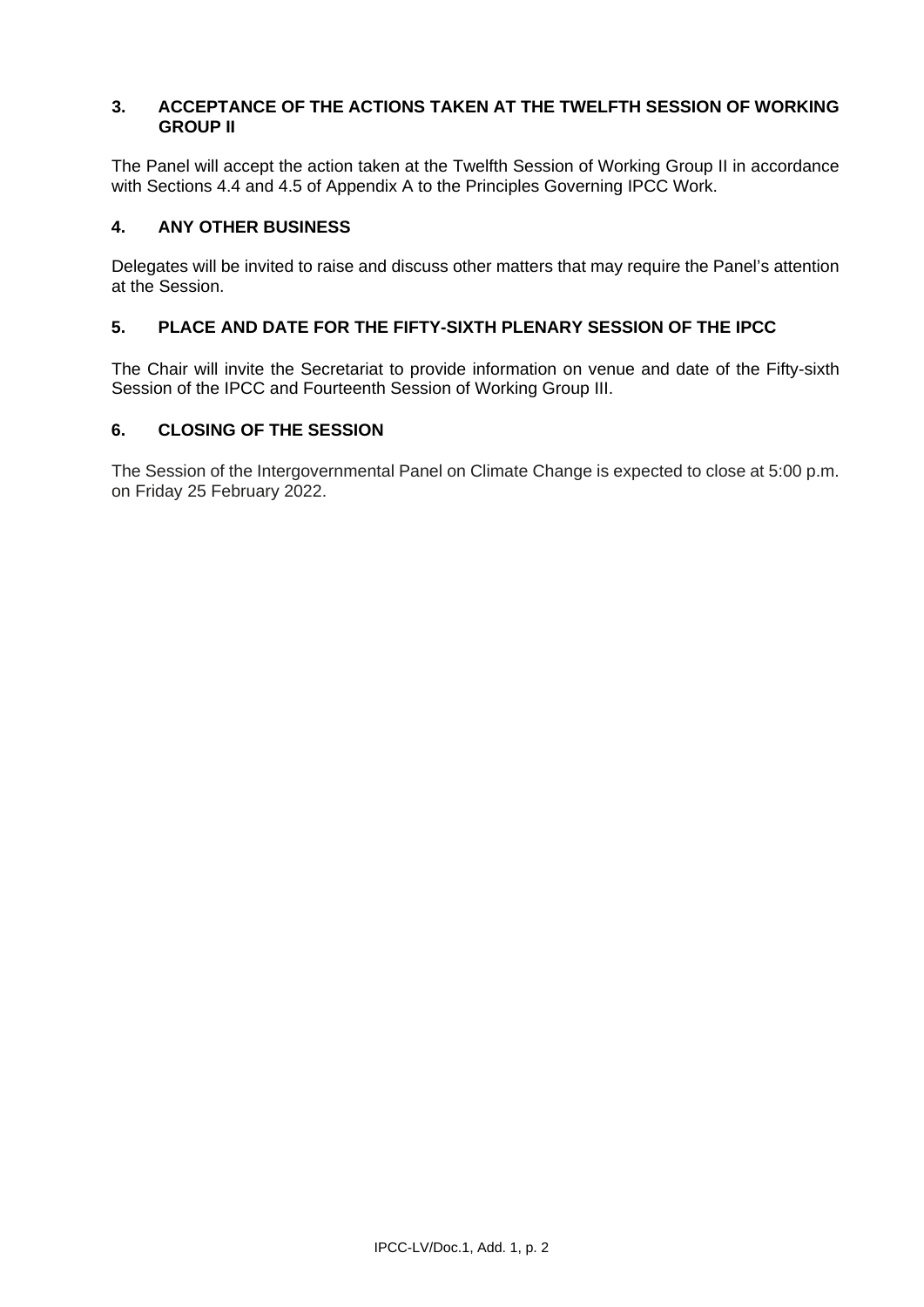## 3. ACCEPTANCE OF THE ACTIONS TAKEN AT THE TWELFTH SESSION OF WORKING GROUP II

The Panel will accept the action taken at the Twelfth Session of Working Group II in accordance with Sections 4.4 and 4.5 of Appendix A to the Principles Governing IPCC Work.

## 4. ANY OTHER BUSINESS

Delegates will be invited to raise and discuss other matters that may require the Panel's attention at the Session.

## 5. PLACE AND DATE FOR THE FIFTY-SIXTH PLENARY SESSION OF THE IPCC

The Chair will invite the Secretariat to provide information on venue and date of the Fifty-sixth Session of the IPCC and Fourteenth Session of Working Group III.

## 6. CLOSING OF THE SESSION

The Session of the Intergovernmental Panel on Climate Change is expected to close at 5:00 p.m. on Friday 25 February 2022.